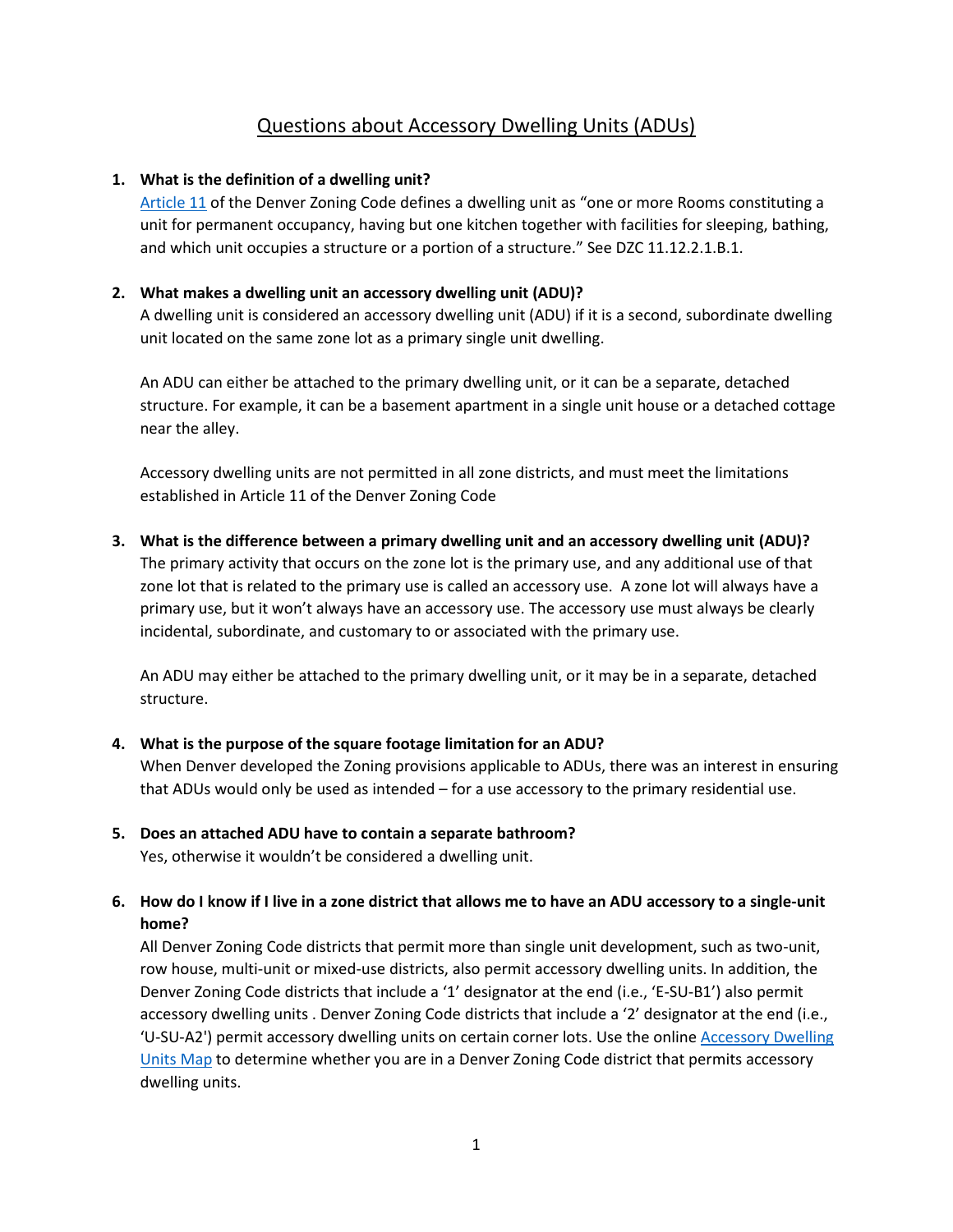# Questions about Accessory Dwelling Units (ADUs)

1. **What is the definition of a dwelling unit?**
   Article 11 of the Denver Zoning Code defines a dwelling unit as "one or more Rooms constituting a unit for permanent occupancy, having but one kitchen together with facilities for sleeping, bathing, and which unit occupies a structure or a portion of a structure." See DZC 11.12.2.1.B.1.

2. **What makes a dwelling unit an accessory dwelling unit (ADU)?**
   A dwelling unit is considered an accessory dwelling unit (ADU) if it is a second, subordinate dwelling unit located on the same zone lot as a primary single unit dwelling.

   An ADU can either be attached to the primary dwelling unit, or it can be a separate, detached structure. For example, it can be a basement apartment in a single unit house or a detached cottage near the alley.

   Accessory dwelling units are not permitted in all zone districts, and must meet the limitations established in Article 11 of the Denver Zoning Code

3. **What is the difference between a primary dwelling unit and an accessory dwelling unit (ADU)?**
   The primary activity that occurs on the zone lot is the primary use, and any additional use of that zone lot that is related to the primary use is called an accessory use. A zone lot will always have a primary use, but it won't always have an accessory use. The accessory use must always be clearly incidental, subordinate, and customary to or associated with the primary use.

   An ADU may either be attached to the primary dwelling unit, or it may be in a separate, detached structure.

4. **What is the purpose of the square footage limitation for an ADU?**
   When Denver developed the Zoning provisions applicable to ADUs, there was an interest in ensuring that ADUs would only be used as intended – for a use accessory to the primary residential use.

5. **Does an attached ADU have to contain a separate bathroom?**
   Yes, otherwise it wouldn't be considered a dwelling unit.

6. **How do I know if I live in a zone district that allows me to have an ADU accessory to a single-unit home?**
   All Denver Zoning Code districts that permit more than single unit development, such as two-unit, row house, multi-unit or mixed-use districts, also permit accessory dwelling units. In addition, the Denver Zoning Code districts that include a '1' designator at the end (i.e., 'E-SU-B1') also permit accessory dwelling units . Denver Zoning Code districts that include a '2' designator at the end (i.e., 'U-SU-A2') permit accessory dwelling units on certain corner lots. Use the online Accessory Dwelling Units Map to determine whether you are in a Denver Zoning Code district that permits accessory dwelling units.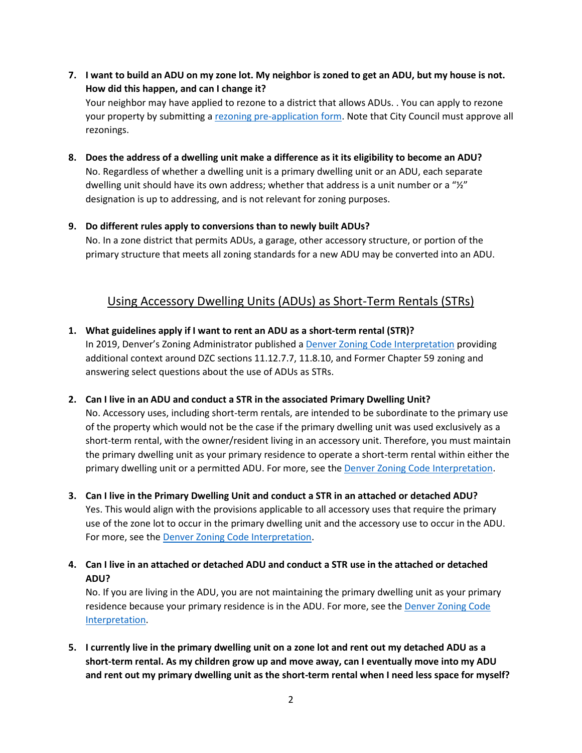7. **I want to build an ADU on my zone lot. My neighbor is zoned to get an ADU, but my house is not. How did this happen, and can I change it?**
   Your neighbor may have applied to rezone to a district that allows ADUs. . You can apply to rezone your property by submitting a [rezoning pre-application form](). Note that City Council must approve all rezonings.

8. **Does the address of a dwelling unit make a difference as it its eligibility to become an ADU?**
   No. Regardless of whether a dwelling unit is a primary dwelling unit or an ADU, each separate dwelling unit should have its own address; whether that address is a unit number or a "½" designation is up to addressing, and is not relevant for zoning purposes.

9. **Do different rules apply to conversions than to newly built ADUs?**
   No. In a zone district that permits ADUs, a garage, other accessory structure, or portion of the primary structure that meets all zoning standards for a new ADU may be converted into an ADU.

## Using Accessory Dwelling Units (ADUs) as Short-Term Rentals (STRs)

1. **What guidelines apply if I want to rent an ADU as a short-term rental (STR)?**
   In 2019, Denver's Zoning Administrator published a [Denver Zoning Code Interpretation]() providing additional context around DZC sections 11.12.7.7, 11.8.10, and Former Chapter 59 zoning and answering select questions about the use of ADUs as STRs.

2. **Can I live in an ADU and conduct a STR in the associated Primary Dwelling Unit?**
   No. Accessory uses, including short-term rentals, are intended to be subordinate to the primary use of the property which would not be the case if the primary dwelling unit was used exclusively as a short-term rental, with the owner/resident living in an accessory unit. Therefore, you must maintain the primary dwelling unit as your primary residence to operate a short-term rental within either the primary dwelling unit or a permitted ADU. For more, see the [Denver Zoning Code Interpretation]().

3. **Can I live in the Primary Dwelling Unit and conduct a STR in an attached or detached ADU?**
   Yes. This would align with the provisions applicable to all accessory uses that require the primary use of the zone lot to occur in the primary dwelling unit and the accessory use to occur in the ADU. For more, see the [Denver Zoning Code Interpretation]().

4. **Can I live in an attached or detached ADU and conduct a STR use in the attached or detached ADU?**
   No. If you are living in the ADU, you are not maintaining the primary dwelling unit as your primary residence because your primary residence is in the ADU. For more, see the [Denver Zoning Code Interpretation]().

5. **I currently live in the primary dwelling unit on a zone lot and rent out my detached ADU as a short-term rental. As my children grow up and move away, can I eventually move into my ADU and rent out my primary dwelling unit as the short-term rental when I need less space for myself?**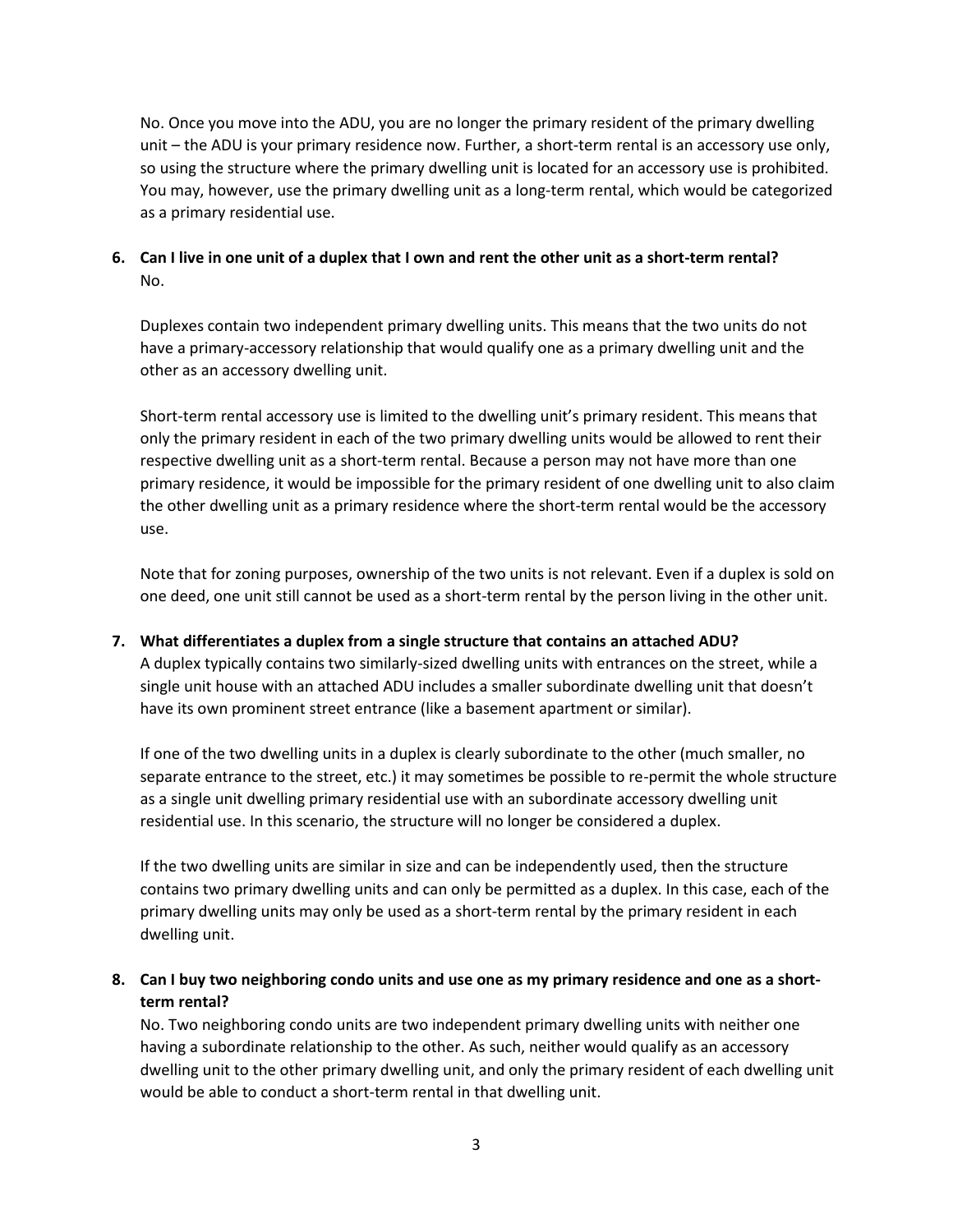No. Once you move into the ADU, you are no longer the primary resident of the primary dwelling unit – the ADU is your primary residence now. Further, a short-term rental is an accessory use only, so using the structure where the primary dwelling unit is located for an accessory use is prohibited. You may, however, use the primary dwelling unit as a long-term rental, which would be categorized as a primary residential use.

**6. Can I live in one unit of a duplex that I own and rent the other unit as a short-term rental?**

No.

Duplexes contain two independent primary dwelling units. This means that the two units do not have a primary-accessory relationship that would qualify one as a primary dwelling unit and the other as an accessory dwelling unit.

Short-term rental accessory use is limited to the dwelling unit's primary resident. This means that only the primary resident in each of the two primary dwelling units would be allowed to rent their respective dwelling unit as a short-term rental. Because a person may not have more than one primary residence, it would be impossible for the primary resident of one dwelling unit to also claim the other dwelling unit as a primary residence where the short-term rental would be the accessory use.

Note that for zoning purposes, ownership of the two units is not relevant. Even if a duplex is sold on one deed, one unit still cannot be used as a short-term rental by the person living in the other unit.

**7. What differentiates a duplex from a single structure that contains an attached ADU?**

A duplex typically contains two similarly-sized dwelling units with entrances on the street, while a single unit house with an attached ADU includes a smaller subordinate dwelling unit that doesn't have its own prominent street entrance (like a basement apartment or similar).

If one of the two dwelling units in a duplex is clearly subordinate to the other (much smaller, no separate entrance to the street, etc.) it may sometimes be possible to re-permit the whole structure as a single unit dwelling primary residential use with an subordinate accessory dwelling unit residential use. In this scenario, the structure will no longer be considered a duplex.

If the two dwelling units are similar in size and can be independently used, then the structure contains two primary dwelling units and can only be permitted as a duplex. In this case, each of the primary dwelling units may only be used as a short-term rental by the primary resident in each dwelling unit.

**8. Can I buy two neighboring condo units and use one as my primary residence and one as a short-term rental?**

No. Two neighboring condo units are two independent primary dwelling units with neither one having a subordinate relationship to the other. As such, neither would qualify as an accessory dwelling unit to the other primary dwelling unit, and only the primary resident of each dwelling unit would be able to conduct a short-term rental in that dwelling unit.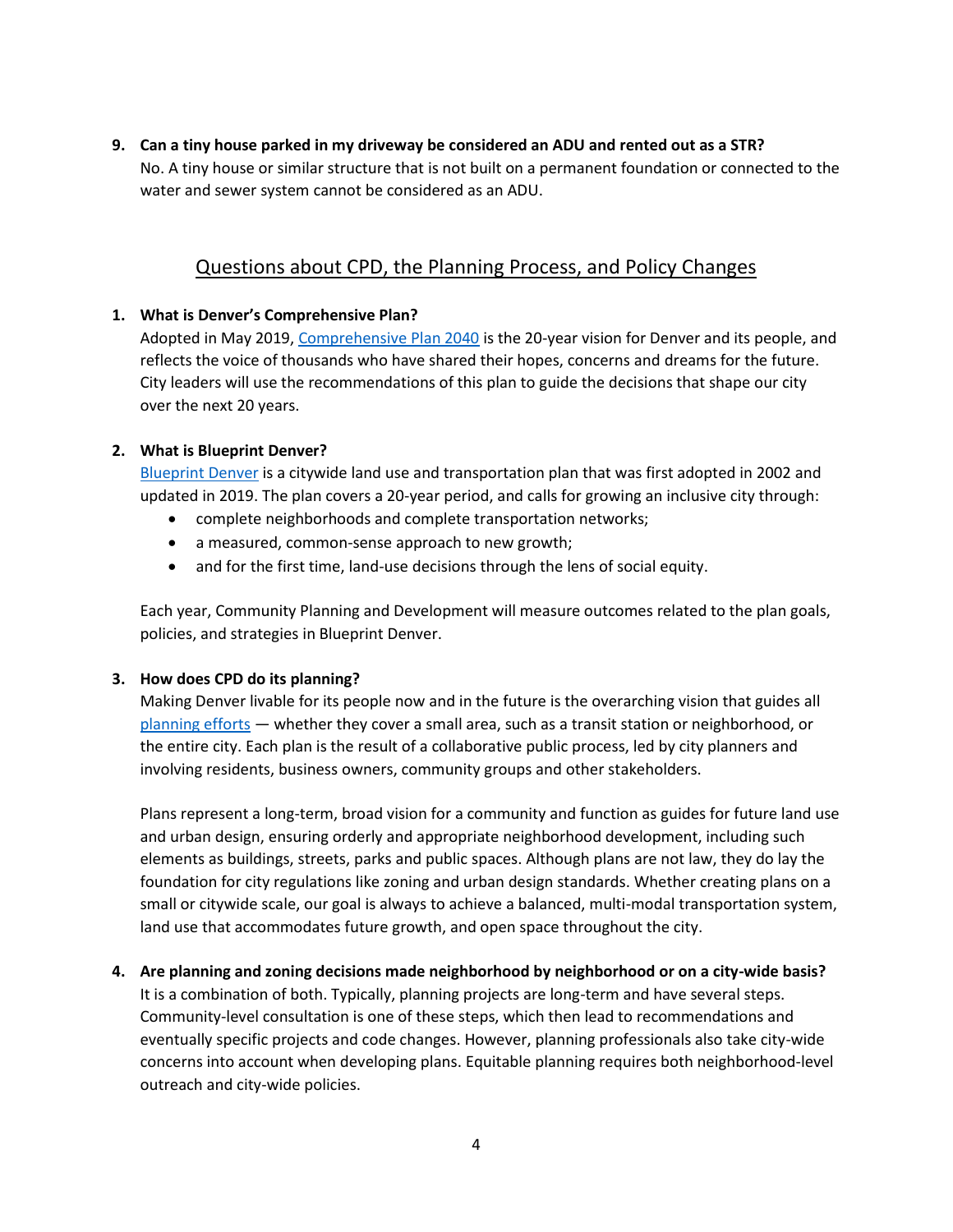9. **Can a tiny house parked in my driveway be considered an ADU and rented out as a STR?**
   No. A tiny house or similar structure that is not built on a permanent foundation or connected to the water and sewer system cannot be considered as an ADU.

## Questions about CPD, the Planning Process, and Policy Changes

1. **What is Denver's Comprehensive Plan?**
   Adopted in May 2019, Comprehensive Plan 2040 is the 20-year vision for Denver and its people, and reflects the voice of thousands who have shared their hopes, concerns and dreams for the future. City leaders will use the recommendations of this plan to guide the decisions that shape our city over the next 20 years.

2. **What is Blueprint Denver?**
   Blueprint Denver is a citywide land use and transportation plan that was first adopted in 2002 and updated in 2019. The plan covers a 20-year period, and calls for growing an inclusive city through:
   - complete neighborhoods and complete transportation networks;
   - a measured, common-sense approach to new growth;
   - and for the first time, land-use decisions through the lens of social equity.

   Each year, Community Planning and Development will measure outcomes related to the plan goals, policies, and strategies in Blueprint Denver.

3. **How does CPD do its planning?**
   Making Denver livable for its people now and in the future is the overarching vision that guides all planning efforts — whether they cover a small area, such as a transit station or neighborhood, or the entire city. Each plan is the result of a collaborative public process, led by city planners and involving residents, business owners, community groups and other stakeholders.

   Plans represent a long-term, broad vision for a community and function as guides for future land use and urban design, ensuring orderly and appropriate neighborhood development, including such elements as buildings, streets, parks and public spaces. Although plans are not law, they do lay the foundation for city regulations like zoning and urban design standards. Whether creating plans on a small or citywide scale, our goal is always to achieve a balanced, multi-modal transportation system, land use that accommodates future growth, and open space throughout the city.

4. **Are planning and zoning decisions made neighborhood by neighborhood or on a city-wide basis?**
   It is a combination of both. Typically, planning projects are long-term and have several steps. Community-level consultation is one of these steps, which then lead to recommendations and eventually specific projects and code changes. However, planning professionals also take city-wide concerns into account when developing plans. Equitable planning requires both neighborhood-level outreach and city-wide policies.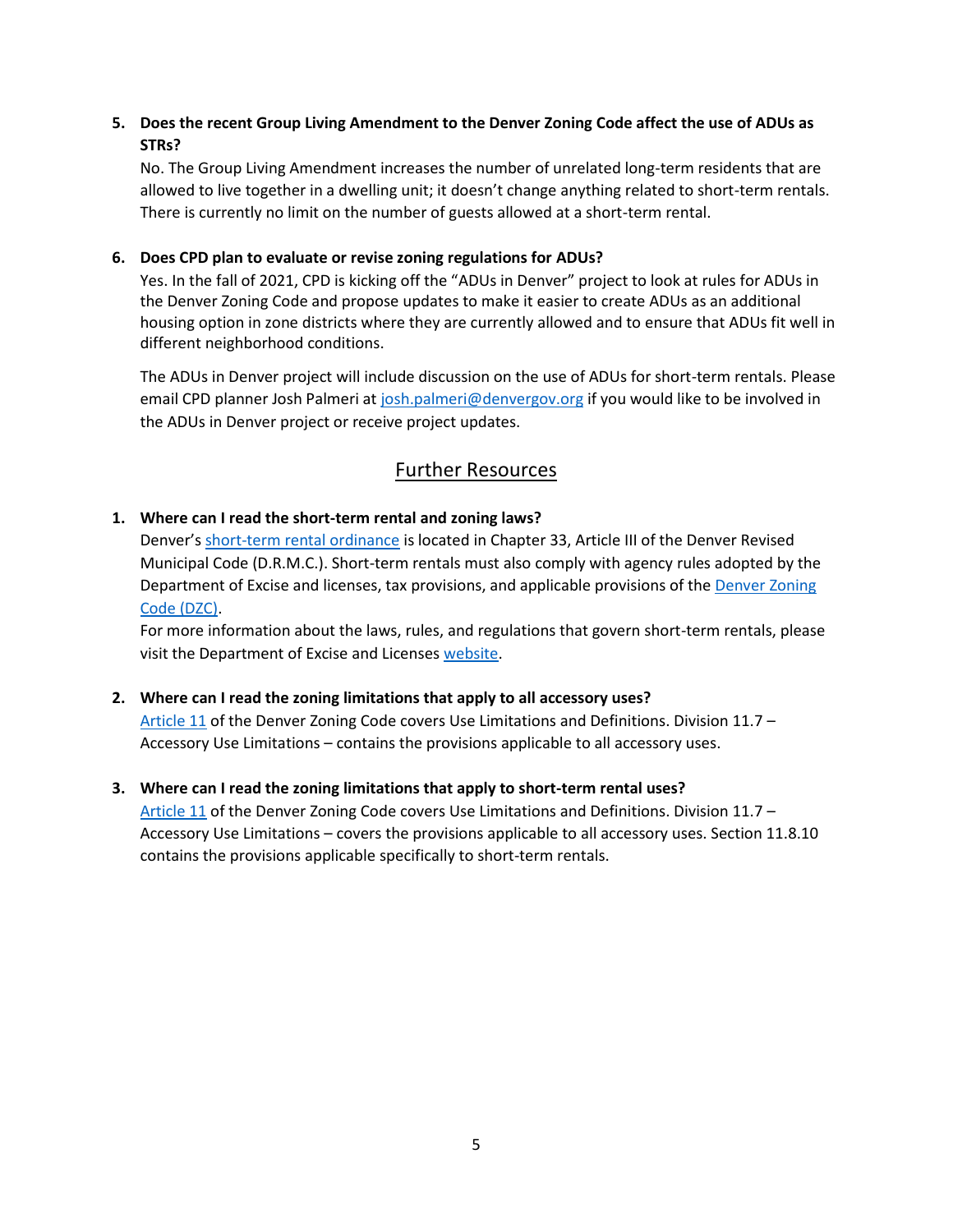5. **Does the recent Group Living Amendment to the Denver Zoning Code affect the use of ADUs as STRs?**

   No. The Group Living Amendment increases the number of unrelated long-term residents that are allowed to live together in a dwelling unit; it doesn't change anything related to short-term rentals. There is currently no limit on the number of guests allowed at a short-term rental.

6. **Does CPD plan to evaluate or revise zoning regulations for ADUs?**

   Yes. In the fall of 2021, CPD is kicking off the "ADUs in Denver" project to look at rules for ADUs in the Denver Zoning Code and propose updates to make it easier to create ADUs as an additional housing option in zone districts where they are currently allowed and to ensure that ADUs fit well in different neighborhood conditions.

   The ADUs in Denver project will include discussion on the use of ADUs for short-term rentals. Please email CPD planner Josh Palmeri at josh.palmeri@denvergov.org if you would like to be involved in the ADUs in Denver project or receive project updates.

## Further Resources

1. **Where can I read the short-term rental and zoning laws?**

   Denver's short-term rental ordinance is located in Chapter 33, Article III of the Denver Revised Municipal Code (D.R.M.C.). Short-term rentals must also comply with agency rules adopted by the Department of Excise and licenses, tax provisions, and applicable provisions of the Denver Zoning Code (DZC).

   For more information about the laws, rules, and regulations that govern short-term rentals, please visit the Department of Excise and Licenses website.

2. **Where can I read the zoning limitations that apply to all accessory uses?**

   Article 11 of the Denver Zoning Code covers Use Limitations and Definitions. Division 11.7 – Accessory Use Limitations – contains the provisions applicable to all accessory uses.

3. **Where can I read the zoning limitations that apply to short-term rental uses?**

   Article 11 of the Denver Zoning Code covers Use Limitations and Definitions. Division 11.7 – Accessory Use Limitations – covers the provisions applicable to all accessory uses. Section 11.8.10 contains the provisions applicable specifically to short-term rentals.